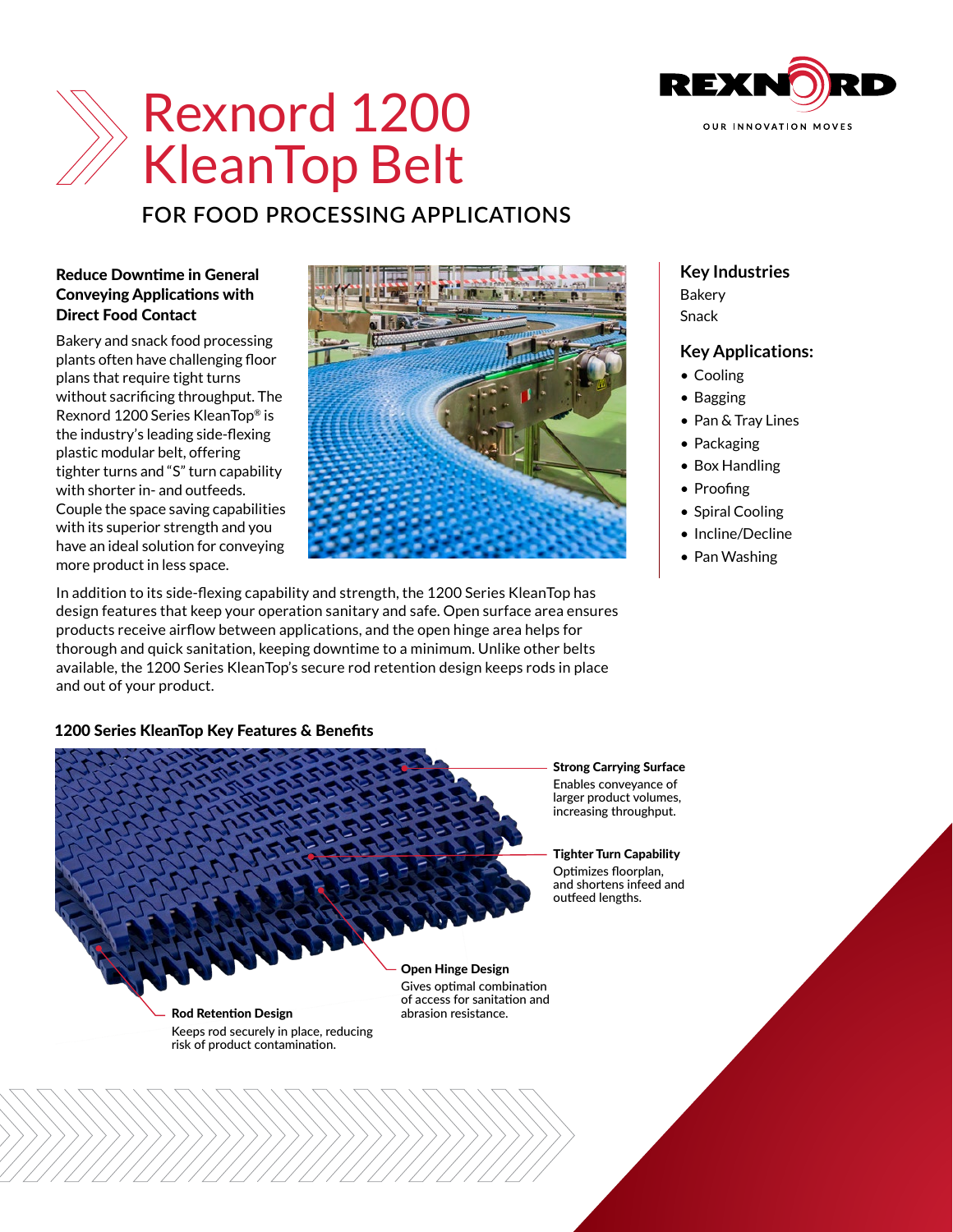# Rexnord 1200 KleanTop Belt

REXNORD
OUR INNOVATION MOVES

## FOR FOOD PROCESSING APPLICATIONS

**Reduce Downtime in General Conveying Applications with Direct Food Contact**

Bakery and snack food processing plants often have challenging floor plans that require tight turns without sacrificing throughput. The Rexnord 1200 Series KleanTop® is the industry's leading side-flexing plastic modular belt, offering tighter turns and "S" turn capability with shorter in- and outfeeds. Couple the space saving capabilities with its superior strength and you have an ideal solution for conveying more product in less space.

In addition to its side-flexing capability and strength, the 1200 Series KleanTop has design features that keep your operation sanitary and safe. Open surface area ensures products receive airflow between applications, and the open hinge area helps for thorough and quick sanitation, keeping downtime to a minimum. Unlike other belts available, the 1200 Series KleanTop's secure rod retention design keeps rods in place and out of your product.

### Key Industries

Bakery
Snack

### Key Applications:

- Cooling
- Bagging
- Pan & Tray Lines
- Packaging
- Box Handling
- Proofing
- Spiral Cooling
- Incline/Decline
- Pan Washing

### 1200 Series KleanTop Key Features & Benefits

**Strong Carrying Surface**
Enables conveyance of larger product volumes, increasing throughput.

**Tighter Turn Capability**
Optimizes floorplan, and shortens infeed and outfeed lengths.

**Open Hinge Design**
Gives optimal combination of access for sanitation and abrasion resistance.

**Rod Retention Design**
Keeps rod securely in place, reducing risk of product contamination.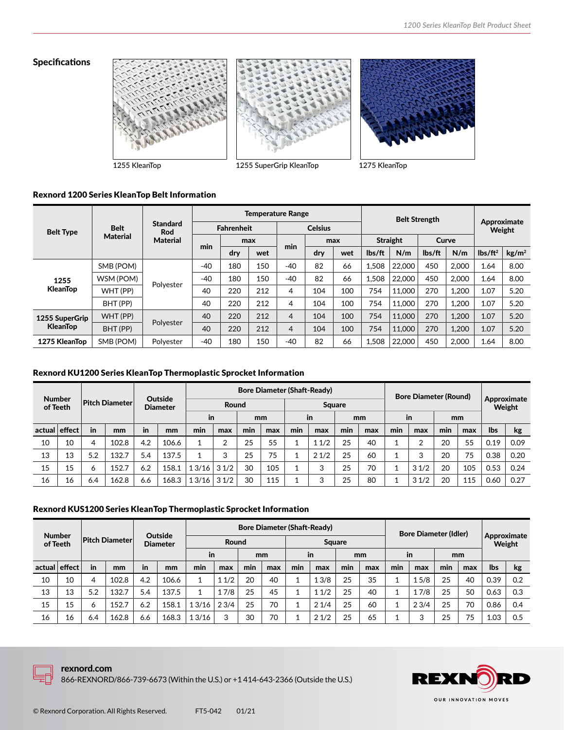## Specifications

1255 KleanTop

1255 SuperGrip KleanTop

1275 KleanTop

### Rexnord 1200 Series KleanTop Belt Information

| Belt Type | Belt Material | Standard Rod Material | Temperature Range | | | | | | Belt Strength | | | | Approximate Weight | |
|---|---|---|---|---|---|---|---|---|---|---|---|---|---|---|
| | | | Fahrenheit | | | Celsius | | | Straight | | Curve | | | |
| | | | min | max | | min | max | | | | | | | |
| | | | | dry | wet | | dry | wet | lbs/ft | N/m | lbs/ft | N/m | lbs/ft² | kg/m² |
| 1255 KleanTop | SMB (POM) | Polyester | -40 | 180 | 150 | -40 | 82 | 66 | 1,508 | 22,000 | 450 | 2,000 | 1.64 | 8.00 |
| | WSM (POM) | | -40 | 180 | 150 | -40 | 82 | 66 | 1,508 | 22,000 | 450 | 2,000 | 1.64 | 8.00 |
| | WHT (PP) | | 40 | 220 | 212 | 4 | 104 | 100 | 754 | 11,000 | 270 | 1,200 | 1.07 | 5.20 |
| | BHT (PP) | | 40 | 220 | 212 | 4 | 104 | 100 | 754 | 11,000 | 270 | 1,200 | 1.07 | 5.20 |
| 1255 SuperGrip KleanTop | WHT (PP) | Polyester | 40 | 220 | 212 | 4 | 104 | 100 | 754 | 11,000 | 270 | 1,200 | 1.07 | 5.20 |
| | BHT (PP) | | 40 | 220 | 212 | 4 | 104 | 100 | 754 | 11,000 | 270 | 1,200 | 1.07 | 5.20 |
| 1275 KleanTop | SMB (POM) | Polyester | -40 | 180 | 150 | -40 | 82 | 66 | 1,508 | 22,000 | 450 | 2,000 | 1.64 | 8.00 |

### Rexnord KU1200 Series KleanTop Thermoplastic Sprocket Information

| Number of Teeth | | Pitch Diameter | | Outside Diameter | | Bore Diameter (Shaft-Ready) | | | | | | | | Bore Diameter (Round) | | | | Approximate Weight | |
|---|---|---|---|---|---|---|---|---|---|---|---|---|---|---|---|---|---|---|---|
| | | | | | | Round | | | | Square | | | | | | | | | |
| | | | | | | in | | mm | | in | | mm | | in | | mm | | | |
| actual | effect | in | mm | in | mm | min | max | min | max | min | max | min | max | min | max | min | max | lbs | kg |
| 10 | 10 | 4 | 102.8 | 4.2 | 106.6 | 1 | 2 | 25 | 55 | 1 | 1 1/2 | 25 | 40 | 1 | 2 | 20 | 55 | 0.19 | 0.09 |
| 13 | 13 | 5.2 | 132.7 | 5.4 | 137.5 | 1 | 3 | 25 | 75 | 1 | 2 1/2 | 25 | 60 | 1 | 3 | 20 | 75 | 0.38 | 0.20 |
| 15 | 15 | 6 | 152.7 | 6.2 | 158.1 | 1 3/16 | 3 1/2 | 30 | 105 | 1 | 3 | 25 | 70 | 1 | 3 1/2 | 20 | 105 | 0.53 | 0.24 |
| 16 | 16 | 6.4 | 162.8 | 6.6 | 168.3 | 1 3/16 | 3 1/2 | 30 | 115 | 1 | 3 | 25 | 80 | 1 | 3 1/2 | 20 | 115 | 0.60 | 0.27 |

### Rexnord KUS1200 Series KleanTop Thermoplastic Sprocket Information

| Number of Teeth | | Pitch Diameter | | Outside Diameter | | Bore Diameter (Shaft-Ready) | | | | | | | | Bore Diameter (Idler) | | | | Approximate Weight | |
|---|---|---|---|---|---|---|---|---|---|---|---|---|---|---|---|---|---|---|---|
| | | | | | | Round | | | | Square | | | | | | | | | |
| | | | | | | in | | mm | | in | | mm | | in | | mm | | | |
| actual | effect | in | mm | in | mm | min | max | min | max | min | max | min | max | min | max | min | max | lbs | kg |
| 10 | 10 | 4 | 102.8 | 4.2 | 106.6 | 1 | 1 1/2 | 20 | 40 | 1 | 1 3/8 | 25 | 35 | 1 | 1 5/8 | 25 | 40 | 0.39 | 0.2 |
| 13 | 13 | 5.2 | 132.7 | 5.4 | 137.5 | 1 | 1 7/8 | 25 | 45 | 1 | 1 1/2 | 25 | 40 | 1 | 1 7/8 | 25 | 50 | 0.63 | 0.3 |
| 15 | 15 | 6 | 152.7 | 6.2 | 158.1 | 1 3/16 | 2 3/4 | 25 | 70 | 1 | 2 1/4 | 25 | 60 | 1 | 2 3/4 | 25 | 70 | 0.86 | 0.4 |
| 16 | 16 | 6.4 | 162.8 | 6.6 | 168.3 | 1 3/16 | 3 | 30 | 70 | 1 | 2 1/2 | 25 | 65 | 1 | 3 | 25 | 75 | 1.03 | 0.5 |

**rexnord.com**
866-REXNORD/866-739-6673 (Within the U.S.) or +1 414-643-2366 (Outside the U.S.)

REXNORD — OUR INNOVATION MOVES

© Rexnord Corporation. All Rights Reserved. FT5-042 01/21